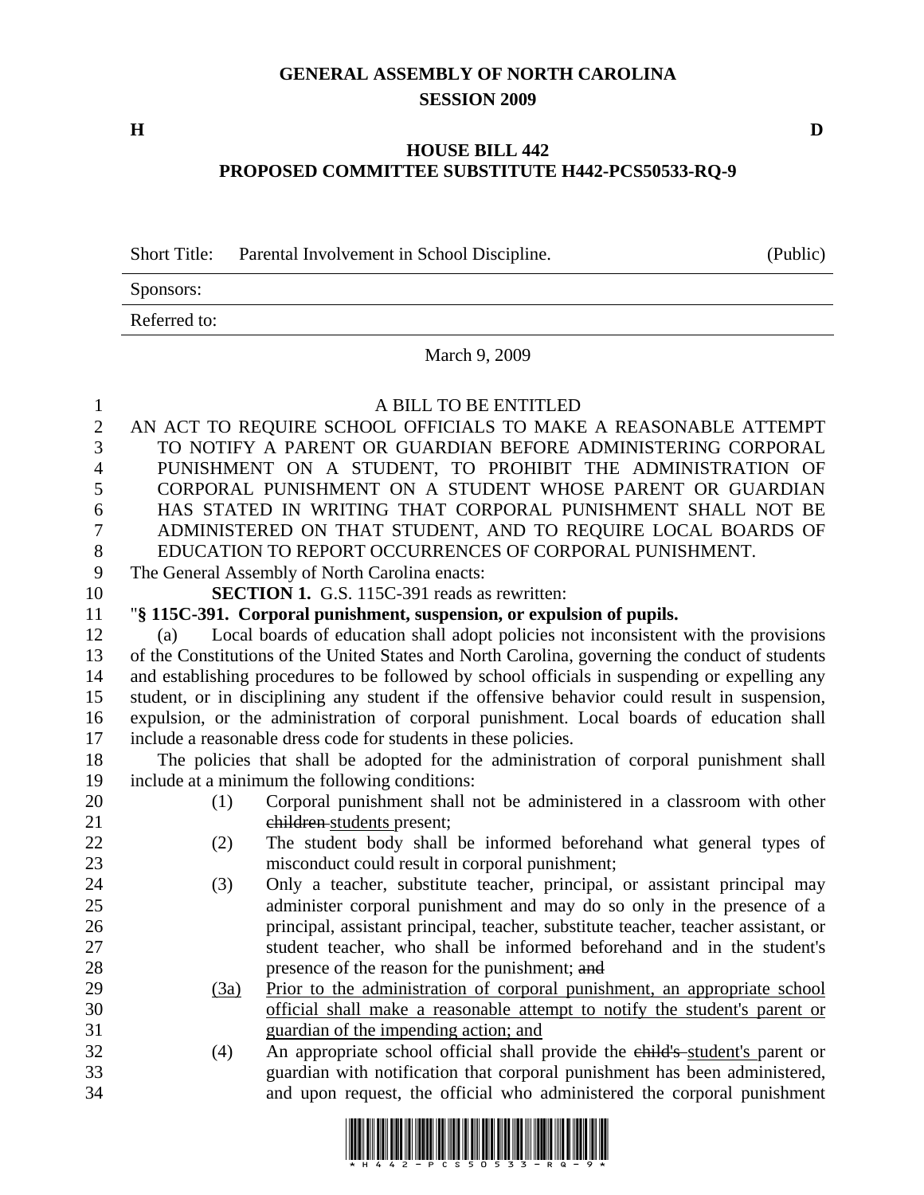# GENERAL ASSEMBLY OF NORTH CAROLINA
## SESSION 2009

H D

## HOUSE BILL 442
## PROPOSED COMMITTEE SUBSTITUTE H442-PCS50533-RQ-9

| | | |
|---|---|---|
| Short Title: | Parental Involvement in School Discipline. | (Public) |
| Sponsors: | | |
| Referred to: | | |

March 9, 2009

A BILL TO BE ENTITLED

AN ACT TO REQUIRE SCHOOL OFFICIALS TO MAKE A REASONABLE ATTEMPT TO NOTIFY A PARENT OR GUARDIAN BEFORE ADMINISTERING CORPORAL PUNISHMENT ON A STUDENT, TO PROHIBIT THE ADMINISTRATION OF CORPORAL PUNISHMENT ON A STUDENT WHOSE PARENT OR GUARDIAN HAS STATED IN WRITING THAT CORPORAL PUNISHMENT SHALL NOT BE ADMINISTERED ON THAT STUDENT, AND TO REQUIRE LOCAL BOARDS OF EDUCATION TO REPORT OCCURRENCES OF CORPORAL PUNISHMENT.

The General Assembly of North Carolina enacts:

**SECTION 1.** G.S. 115C-391 reads as rewritten:

"**§ 115C-391. Corporal punishment, suspension, or expulsion of pupils.**

(a) Local boards of education shall adopt policies not inconsistent with the provisions of the Constitutions of the United States and North Carolina, governing the conduct of students and establishing procedures to be followed by school officials in suspending or expelling any student, or in disciplining any student if the offensive behavior could result in suspension, expulsion, or the administration of corporal punishment. Local boards of education shall include a reasonable dress code for students in these policies.

The policies that shall be adopted for the administration of corporal punishment shall include at a minimum the following conditions:

(1) Corporal punishment shall not be administered in a classroom with other ~~children~~ <u>students</u> present;

(2) The student body shall be informed beforehand what general types of misconduct could result in corporal punishment;

(3) Only a teacher, substitute teacher, principal, or assistant principal may administer corporal punishment and may do so only in the presence of a principal, assistant principal, teacher, substitute teacher, teacher assistant, or student teacher, who shall be informed beforehand and in the student's presence of the reason for the punishment; ~~and~~

<u>(3a)</u> <u>Prior to the administration of corporal punishment, an appropriate school official shall make a reasonable attempt to notify the student's parent or guardian of the impending action; and</u>

(4) An appropriate school official shall provide the ~~child's~~ <u>student's</u> parent or guardian with notification that corporal punishment has been administered, and upon request, the official who administered the corporal punishment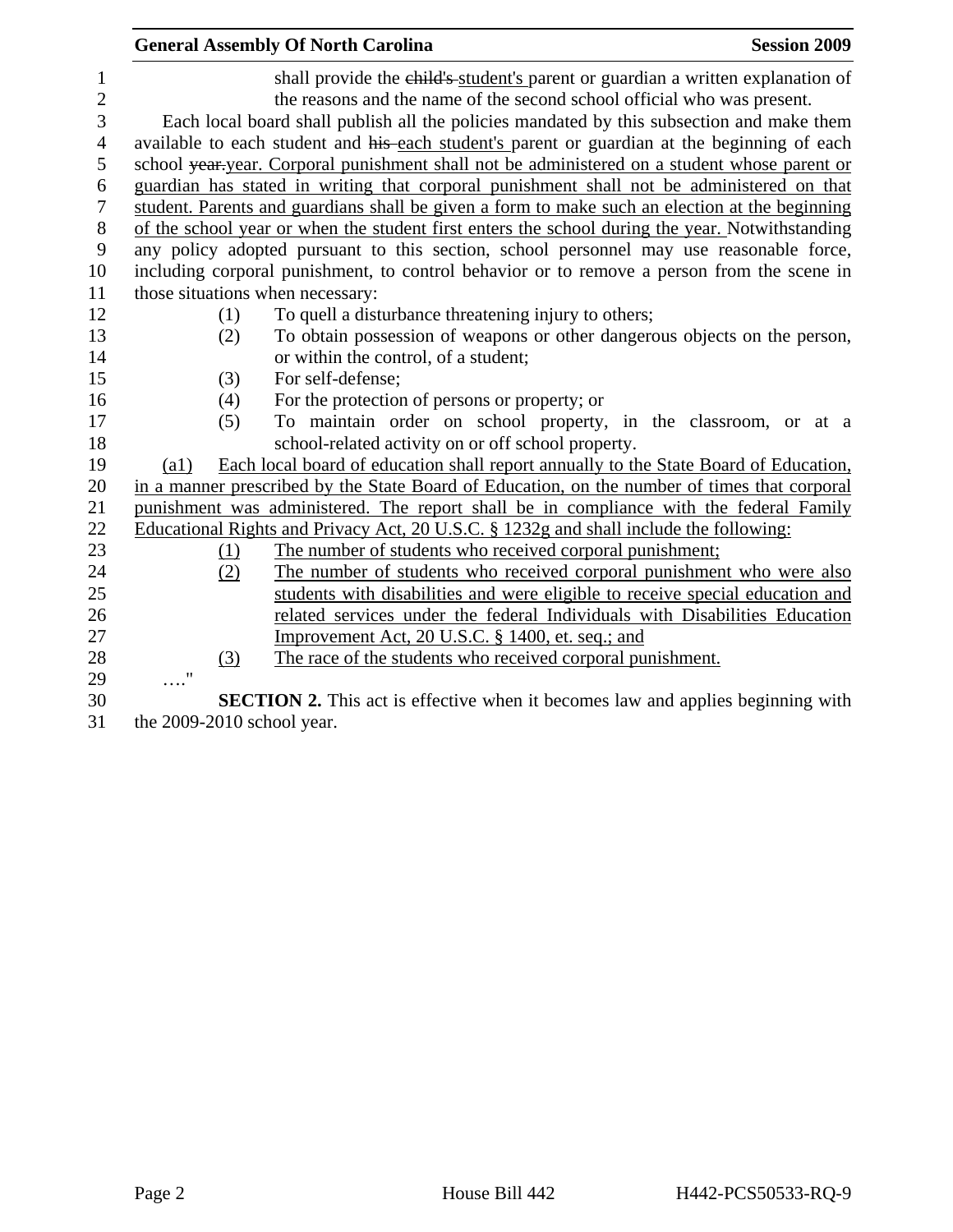shall provide the ~~child's~~ student's parent or guardian a written explanation of the reasons and the name of the second school official who was present.

Each local board shall publish all the policies mandated by this subsection and make them available to each student and ~~his~~ each student's parent or guardian at the beginning of each school ~~year.~~year. Corporal punishment shall not be administered on a student whose parent or guardian has stated in writing that corporal punishment shall not be administered on that student. Parents and guardians shall be given a form to make such an election at the beginning of the school year or when the student first enters the school during the year. Notwithstanding any policy adopted pursuant to this section, school personnel may use reasonable force, including corporal punishment, to control behavior or to remove a person from the scene in those situations when necessary:

(1) To quell a disturbance threatening injury to others;

(2) To obtain possession of weapons or other dangerous objects on the person, or within the control, of a student;

(3) For self-defense;

(4) For the protection of persons or property; or

(5) To maintain order on school property, in the classroom, or at a school-related activity on or off school property.

(a1) Each local board of education shall report annually to the State Board of Education, in a manner prescribed by the State Board of Education, on the number of times that corporal punishment was administered. The report shall be in compliance with the federal Family Educational Rights and Privacy Act, 20 U.S.C. § 1232g and shall include the following:

(1) The number of students who received corporal punishment;

(2) The number of students who received corporal punishment who were also students with disabilities and were eligible to receive special education and related services under the federal Individuals with Disabilities Education Improvement Act, 20 U.S.C. § 1400, et. seq.; and

(3) The race of the students who received corporal punishment.

…."

**SECTION 2.** This act is effective when it becomes law and applies beginning with the 2009-2010 school year.